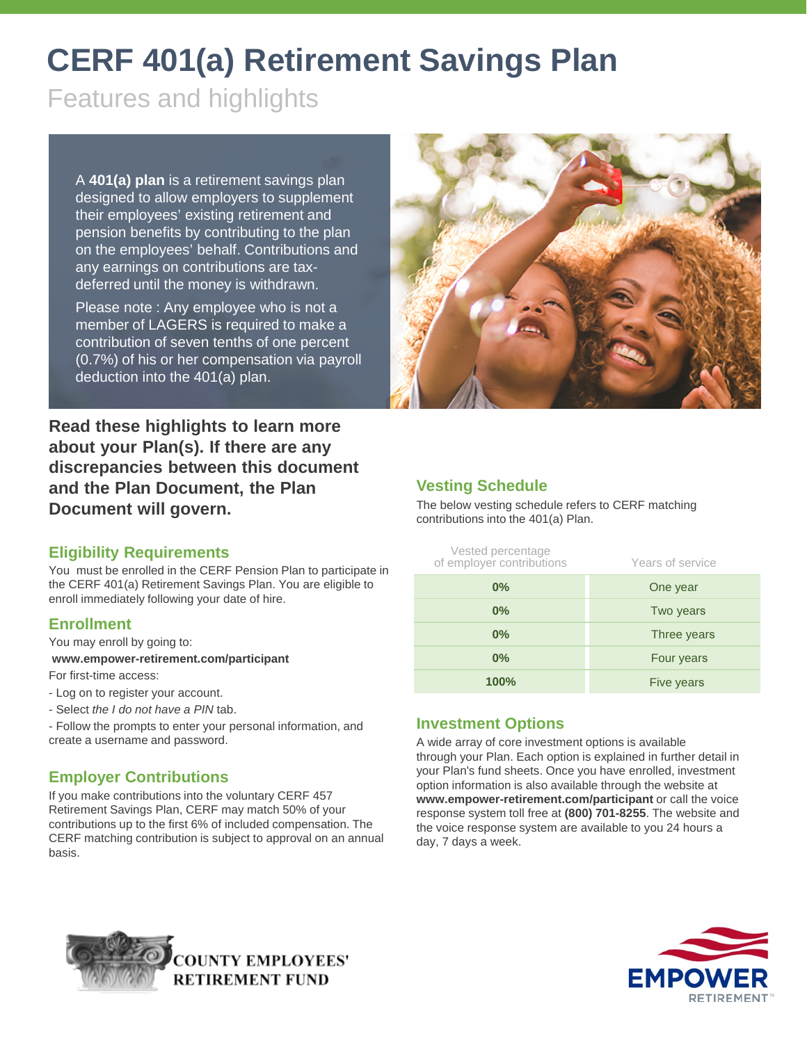# CERF 401(a) Retirement Savings Plan

Features and highlights

A **401(a) plan** is a retirement savings plan designed to allow employers to supplement their employees' existing retirement and pension benefits by contributing to the plan on the employees' behalf. Contributions and any earnings on contributions are tax-deferred until the money is withdrawn.

Please note : Any employee who is not a member of LAGERS is required to make a contribution of seven tenths of one percent (0.7%) of his or her compensation via payroll deduction into the 401(a) plan.

**Read these highlights to learn more about your Plan(s). If there are any discrepancies between this document and the Plan Document, the Plan Document will govern.**

## Eligibility Requirements

You must be enrolled in the CERF Pension Plan to participate in the CERF 401(a) Retirement Savings Plan. You are eligible to enroll immediately following your date of hire.

## Enrollment

You may enroll by going to:

**www.empower-retirement.com/participant**

For first-time access:

- Log on to register your account.
- Select *the I do not have a PIN* tab.
- Follow the prompts to enter your personal information, and create a username and password.

## Employer Contributions

If you make contributions into the voluntary CERF 457 Retirement Savings Plan, CERF may match 50% of your contributions up to the first 6% of included compensation. The CERF matching contribution is subject to approval on an annual basis.

## Vesting Schedule

The below vesting schedule refers to CERF matching contributions into the 401(a) Plan.

| Vested percentage of employer contributions | Years of service |
|---|---|
| **0%** | One year |
| **0%** | Two years |
| **0%** | Three years |
| **0%** | Four years |
| **100%** | Five years |

## Investment Options

A wide array of core investment options is available through your Plan. Each option is explained in further detail in your Plan's fund sheets. Once you have enrolled, investment option information is also available through the website at **www.empower-retirement.com/participant** or call the voice response system toll free at **(800) 701-8255**. The website and the voice response system are available to you 24 hours a day, 7 days a week.

COUNTY EMPLOYEES' RETIREMENT FUND

EMPOWER RETIREMENT™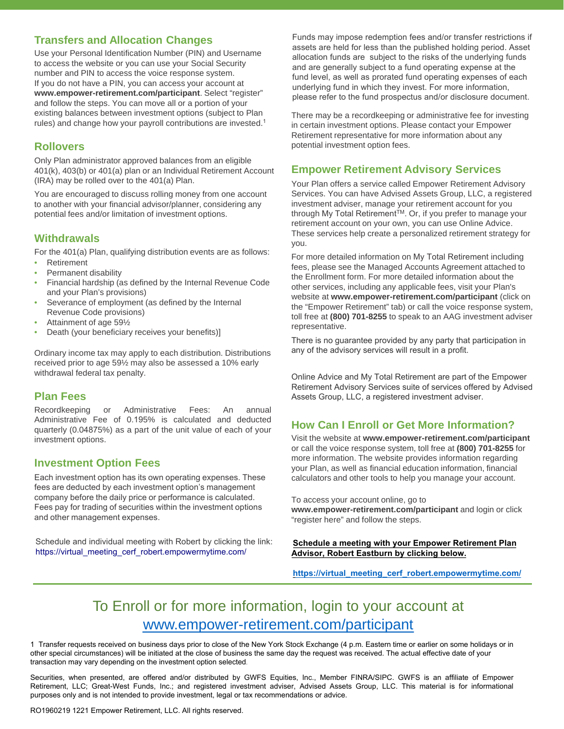## Transfers and Allocation Changes

Use your Personal Identification Number (PIN) and Username to access the website or you can use your Social Security number and PIN to access the voice response system. If you do not have a PIN, you can access your account at **www.empower-retirement.com/participant**. Select "register" and follow the steps. You can move all or a portion of your existing balances between investment options (subject to Plan rules) and change how your payroll contributions are invested.[1]

## Rollovers

Only Plan administrator approved balances from an eligible 401(k), 403(b) or 401(a) plan or an Individual Retirement Account (IRA) may be rolled over to the 401(a) Plan.

You are encouraged to discuss rolling money from one account to another with your financial advisor/planner, considering any potential fees and/or limitation of investment options.

## Withdrawals

For the 401(a) Plan, qualifying distribution events are as follows:

- Retirement
- Permanent disability
- Financial hardship (as defined by the Internal Revenue Code and your Plan's provisions)
- Severance of employment (as defined by the Internal Revenue Code provisions)
- Attainment of age 59½
- Death (your beneficiary receives your benefits)]

Ordinary income tax may apply to each distribution. Distributions received prior to age 59½ may also be assessed a 10% early withdrawal federal tax penalty.

## Plan Fees

Recordkeeping or Administrative Fees: An annual Administrative Fee of 0.195% is calculated and deducted quarterly (0.04875%) as a part of the unit value of each of your investment options.

## Investment Option Fees

Each investment option has its own operating expenses. These fees are deducted by each investment option's management company before the daily price or performance is calculated. Fees pay for trading of securities within the investment options and other management expenses.

Schedule and individual meeting with Robert by clicking the link:
https://virtual_meeting_cerf_robert.empowermytime.com/

Funds may impose redemption fees and/or transfer restrictions if assets are held for less than the published holding period. Asset allocation funds are subject to the risks of the underlying funds and are generally subject to a fund operating expense at the fund level, as well as prorated fund operating expenses of each underlying fund in which they invest. For more information, please refer to the fund prospectus and/or disclosure document.

There may be a recordkeeping or administrative fee for investing in certain investment options. Please contact your Empower Retirement representative for more information about any potential investment option fees.

## Empower Retirement Advisory Services

Your Plan offers a service called Empower Retirement Advisory Services. You can have Advised Assets Group, LLC, a registered investment adviser, manage your retirement account for you through My Total Retirement™. Or, if you prefer to manage your retirement account on your own, you can use Online Advice. These services help create a personalized retirement strategy for you.

For more detailed information on My Total Retirement including fees, please see the Managed Accounts Agreement attached to the Enrollment form. For more detailed information about the other services, including any applicable fees, visit your Plan's website at **www.empower-retirement.com/participant** (click on the "Empower Retirement" tab) or call the voice response system, toll free at **(800) 701-8255** to speak to an AAG investment adviser representative.

There is no guarantee provided by any party that participation in any of the advisory services will result in a profit.

Online Advice and My Total Retirement are part of the Empower Retirement Advisory Services suite of services offered by Advised Assets Group, LLC, a registered investment adviser.

## How Can I Enroll or Get More Information?

Visit the website at **www.empower-retirement.com/participant** or call the voice response system, toll free at **(800) 701-8255** for more information. The website provides information regarding your Plan, as well as financial education information, financial calculators and other tools to help you manage your account.

To access your account online, go to **www.empower-retirement.com/participant** and login or click "register here" and follow the steps.

**Schedule a meeting with your Empower Retirement Plan Advisor, Robert Eastburn by clicking below.**

**https://virtual_meeting_cerf_robert.empowermytime.com/**

## To Enroll or for more information, login to your account at www.empower-retirement.com/participant

1 Transfer requests received on business days prior to close of the New York Stock Exchange (4 p.m. Eastern time or earlier on some holidays or in other special circumstances) will be initiated at the close of business the same day the request was received. The actual effective date of your transaction may vary depending on the investment option selected.

Securities, when presented, are offered and/or distributed by GWFS Equities, Inc., Member FINRA/SIPC. GWFS is an affiliate of Empower Retirement, LLC; Great-West Funds, Inc.; and registered investment adviser, Advised Assets Group, LLC. This material is for informational purposes only and is not intended to provide investment, legal or tax recommendations or advice.

RO1960219 1221 Empower Retirement, LLC. All rights reserved.